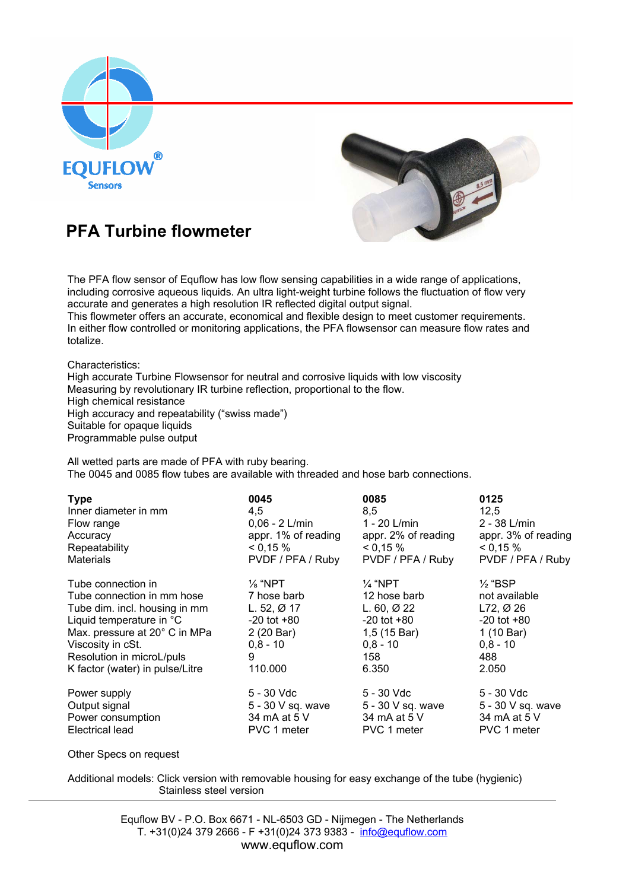EQUFLOW®
Sensors

# PFA Turbine flowmeter

The PFA flow sensor of Equflow has low flow sensing capabilities in a wide range of applications, including corrosive aqueous liquids. An ultra light-weight turbine follows the fluctuation of flow very accurate and generates a high resolution IR reflected digital output signal.
This flowmeter offers an accurate, economical and flexible design to meet customer requirements. In either flow controlled or monitoring applications, the PFA flowsensor can measure flow rates and totalize.

Characteristics:
High accurate Turbine Flowsensor for neutral and corrosive liquids with low viscosity
Measuring by revolutionary IR turbine reflection, proportional to the flow.
High chemical resistance
High accuracy and repeatability ("swiss made")
Suitable for opaque liquids
Programmable pulse output

All wetted parts are made of PFA with ruby bearing.
The 0045 and 0085 flow tubes are available with threaded and hose barb connections.

| **Type** | **0045** | **0085** | **0125** |
|---|---|---|---|
| Inner diameter in mm | 4,5 | 8,5 | 12,5 |
| Flow range | 0,06 - 2 L/min | 1 - 20 L/min | 2 - 38 L/min |
| Accuracy | appr. 1% of reading | appr. 2% of reading | appr. 3% of reading |
| Repeatability | < 0,15 % | < 0,15 % | < 0,15 % |
| Materials | PVDF / PFA / Ruby | PVDF / PFA / Ruby | PVDF / PFA / Ruby |
| | | | |
| Tube connection in | ⅛ "NPT | ¼ "NPT | ½ "BSP |
| Tube connection in mm hose | 7 hose barb | 12 hose barb | not available |
| Tube dim. incl. housing in mm | L. 52, Ø 17 | L. 60, Ø 22 | L72, Ø 26 |
| Liquid temperature in °C | -20 tot +80 | -20 tot +80 | -20 tot +80 |
| Max. pressure at 20° C in MPa | 2 (20 Bar) | 1,5 (15 Bar) | 1 (10 Bar) |
| Viscosity in cSt. | 0,8 - 10 | 0,8 - 10 | 0,8 - 10 |
| Resolution in microL/puls | 9 | 158 | 488 |
| K factor (water) in pulse/Litre | 110.000 | 6.350 | 2.050 |
| | | | |
| Power supply | 5 - 30 Vdc | 5 - 30 Vdc | 5 - 30 Vdc |
| Output signal | 5 - 30 V sq. wave | 5 - 30 V sq. wave | 5 - 30 V sq. wave |
| Power consumption | 34 mA at 5 V | 34 mA at 5 V | 34 mA at 5 V |
| Electrical lead | PVC 1 meter | PVC 1 meter | PVC 1 meter |

Other Specs on request

Additional models: Click version with removable housing for easy exchange of the tube (hygienic)
Stainless steel version

Equflow BV - P.O. Box 6671 - NL-6503 GD - Nijmegen - The Netherlands
T. +31(0)24 379 2666 - F +31(0)24 373 9383 - info@equflow.com
www.equflow.com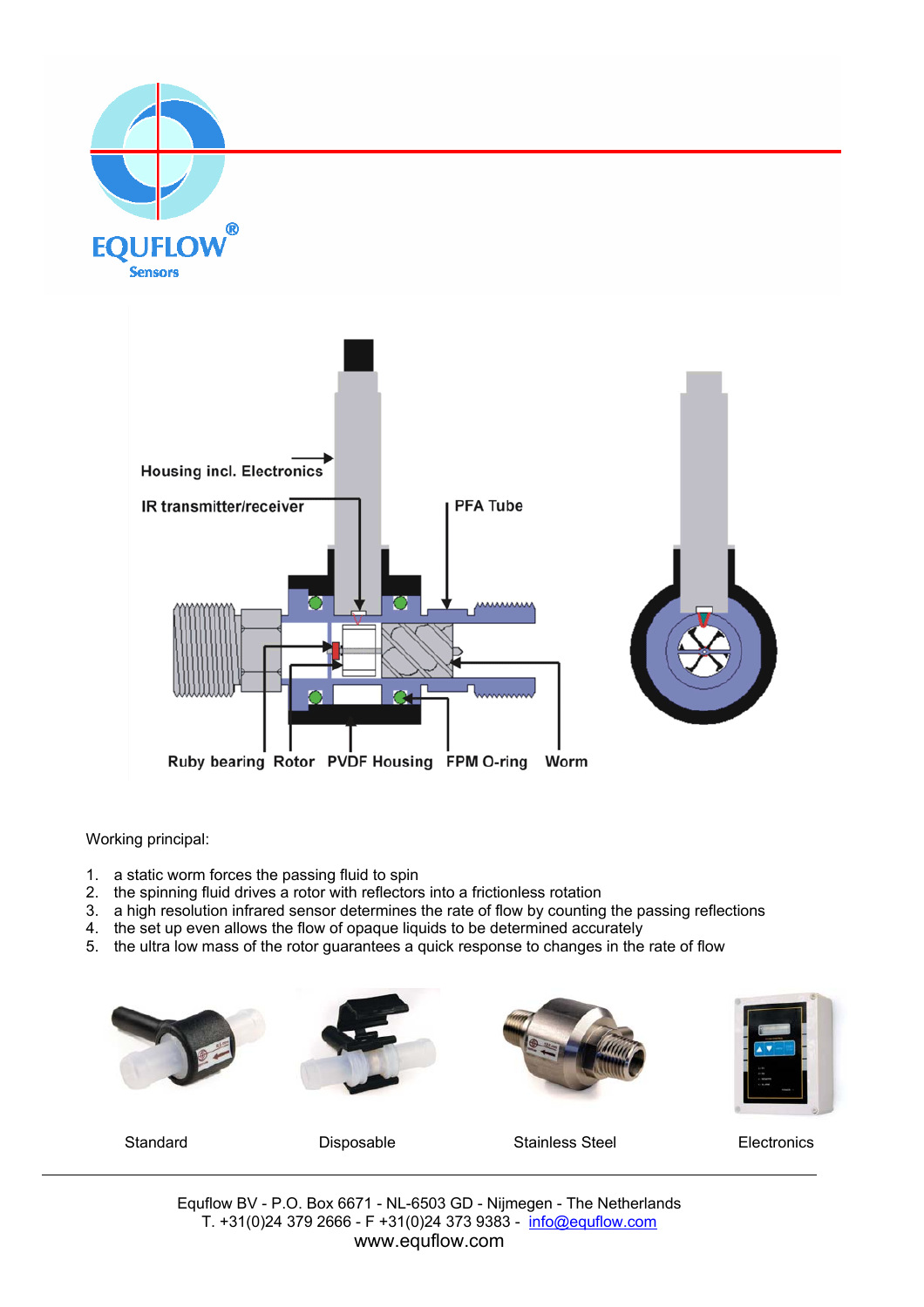EQUFLOW®
Sensors

Housing incl. Electronics

IR transmitter/receiver

PFA Tube

Ruby bearing Rotor PVDF Housing FPM O-ring Worm

Working principal:

1. a static worm forces the passing fluid to spin
2. the spinning fluid drives a rotor with reflectors into a frictionless rotation
3. a high resolution infrared sensor determines the rate of flow by counting the passing reflections
4. the set up even allows the flow of opaque liquids to be determined accurately
5. the ultra low mass of the rotor guarantees a quick response to changes in the rate of flow

Standard

Disposable

Stainless Steel

Electronics

Equflow BV - P.O. Box 6671 - NL-6503 GD - Nijmegen - The Netherlands
T. +31(0)24 379 2666 - F +31(0)24 373 9383 - info@equflow.com
www.equflow.com